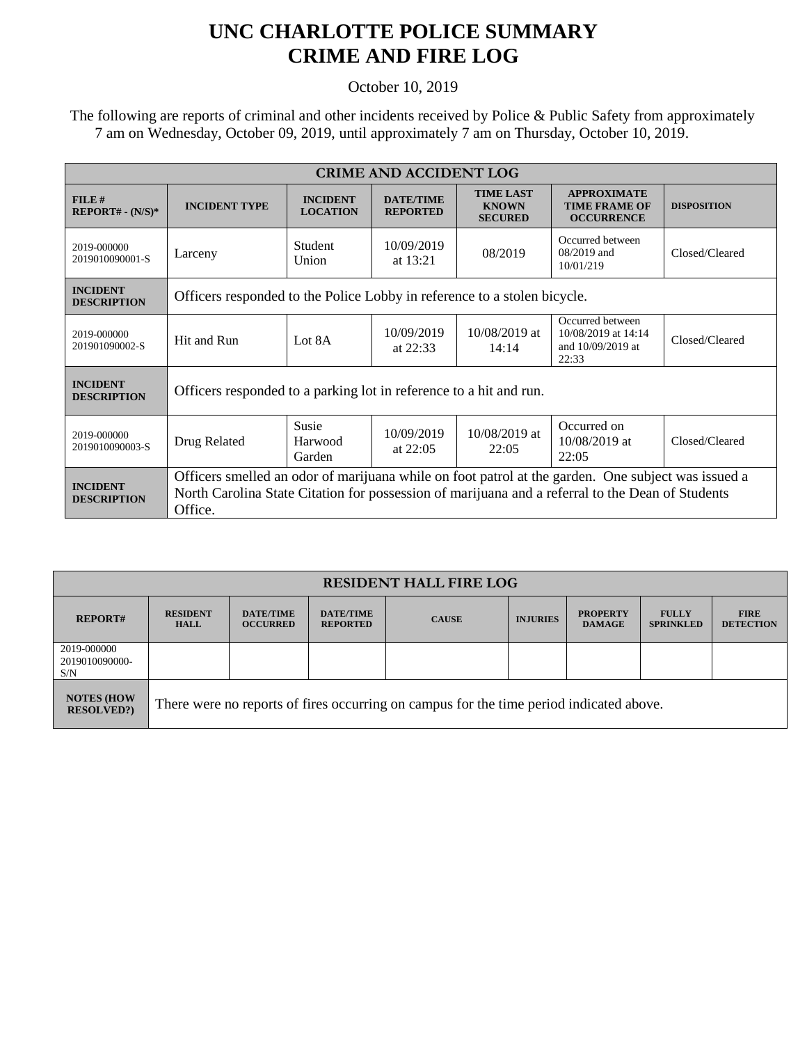# UNC CHARLOTTE POLICE SUMMARY
# CRIME AND FIRE LOG

October 10, 2019

The following are reports of criminal and other incidents received by Police & Public Safety from approximately 7 am on Wednesday, October 09, 2019, until approximately 7 am on Thursday, October 10, 2019.

| CRIME AND ACCIDENT LOG | | | | | | |
|---|---|---|---|---|---|---|
| **FILE # REPORT# - (N/S)*** | **INCIDENT TYPE** | **INCIDENT LOCATION** | **DATE/TIME REPORTED** | **TIME LAST KNOWN SECURED** | **APPROXIMATE TIME FRAME OF OCCURRENCE** | **DISPOSITION** |
| 2019-000000 2019010090001-S | Larceny | Student Union | 10/09/2019 at 13:21 | 08/2019 | Occurred between 08/2019 and 10/01/219 | Closed/Cleared |
| **INCIDENT DESCRIPTION** | Officers responded to the Police Lobby in reference to a stolen bicycle. | | | | | |
| 2019-000000 201901090002-S | Hit and Run | Lot 8A | 10/09/2019 at 22:33 | 10/08/2019 at 14:14 | Occurred between 10/08/2019 at 14:14 and 10/09/2019 at 22:33 | Closed/Cleared |
| **INCIDENT DESCRIPTION** | Officers responded to a parking lot in reference to a hit and run. | | | | | |
| 2019-000000 2019010090003-S | Drug Related | Susie Harwood Garden | 10/09/2019 at 22:05 | 10/08/2019 at 22:05 | Occurred on 10/08/2019 at 22:05 | Closed/Cleared |
| **INCIDENT DESCRIPTION** | Officers smelled an odor of marijuana while on foot patrol at the garden. One subject was issued a North Carolina State Citation for possession of marijuana and a referral to the Dean of Students Office. | | | | | |

| RESIDENT HALL FIRE LOG | | | | | | | | |
|---|---|---|---|---|---|---|---|---|
| **REPORT#** | **RESIDENT HALL** | **DATE/TIME OCCURRED** | **DATE/TIME REPORTED** | **CAUSE** | **INJURIES** | **PROPERTY DAMAGE** | **FULLY SPRINKLED** | **FIRE DETECTION** |
| 2019-000000 2019010090000-S/N | | | | | | | | |
| **NOTES (HOW RESOLVED?)** | There were no reports of fires occurring on campus for the time period indicated above. | | | | | | | |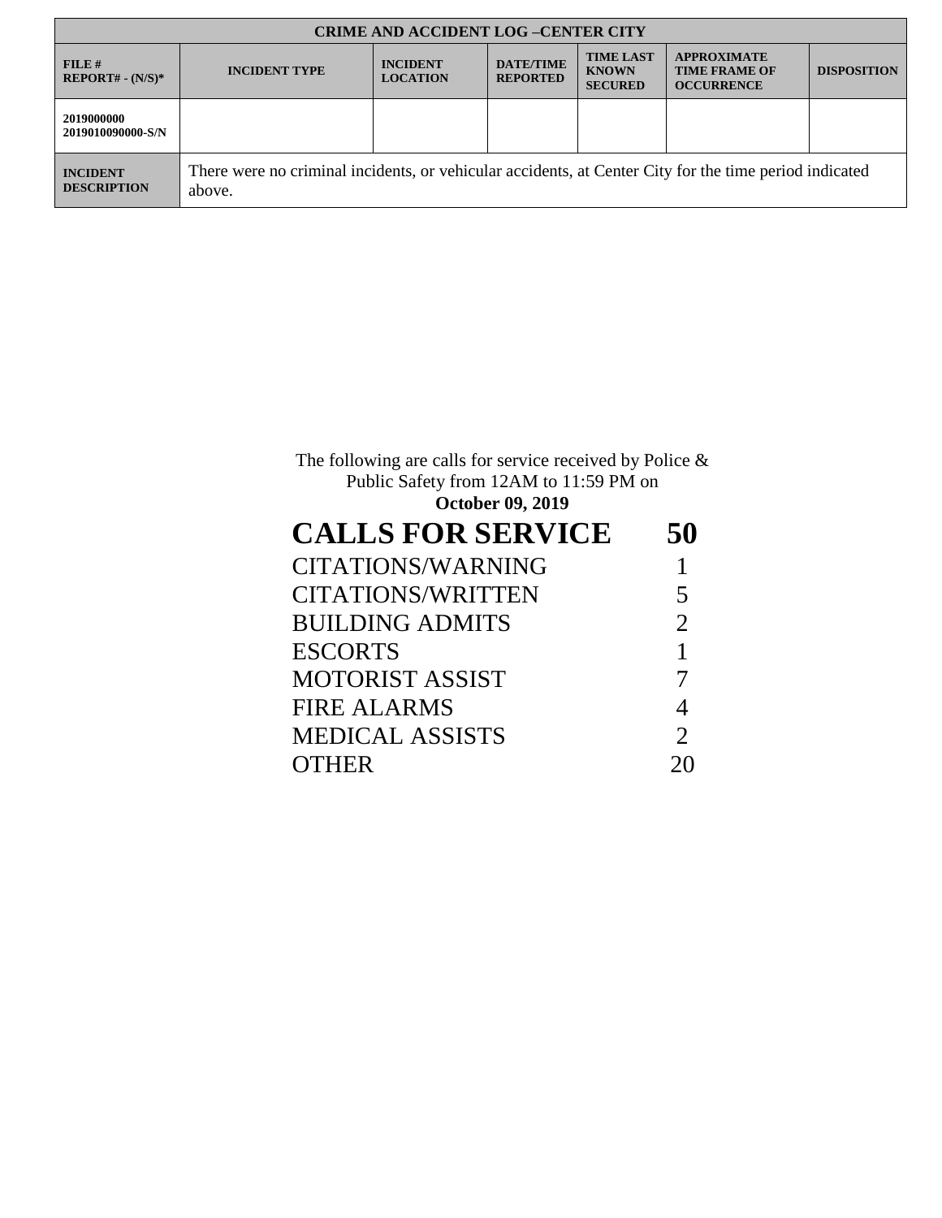| CRIME AND ACCIDENT LOG –CENTER CITY | | | | | | |
|---|---|---|---|---|---|---|
| **FILE # REPORT# - (N/S)*** | **INCIDENT TYPE** | **INCIDENT LOCATION** | **DATE/TIME REPORTED** | **TIME LAST KNOWN SECURED** | **APPROXIMATE TIME FRAME OF OCCURRENCE** | **DISPOSITION** |
| **2019000000 2019010090000-S/N** | | | | | | |
| **INCIDENT DESCRIPTION** | There were no criminal incidents, or vehicular accidents, at Center City for the time period indicated above. | | | | | |

The following are calls for service received by Police & Public Safety from 12AM to 11:59 PM on

**October 09, 2019**

| | |
|---|---|
| **CALLS FOR SERVICE** | **50** |
| CITATIONS/WARNING | 1 |
| CITATIONS/WRITTEN | 5 |
| BUILDING ADMITS | 2 |
| ESCORTS | 1 |
| MOTORIST ASSIST | 7 |
| FIRE ALARMS | 4 |
| MEDICAL ASSISTS | 2 |
| OTHER | 20 |